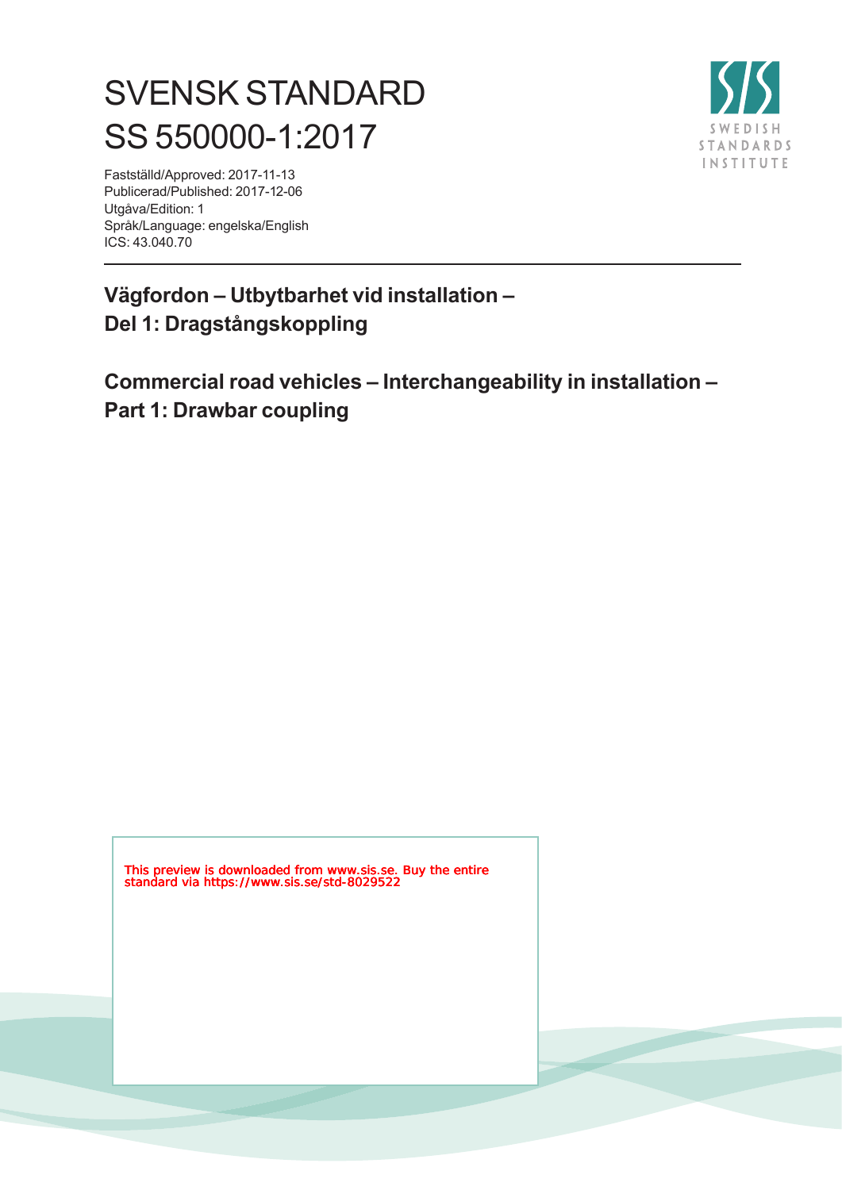# SVENSK STANDARD
# SS 550000-1:2017

Fastställd/Approved: 2017-11-13
Publicerad/Published: 2017-12-06
Utgåva/Edition: 1
Språk/Language: engelska/English
ICS: 43.040.70

SWEDISH STANDARDS INSTITUTE

## Vägfordon – Utbytbarhet vid installation – Del 1: Dragstångskoppling

## Commercial road vehicles – Interchangeability in installation – Part 1: Drawbar coupling

This preview is downloaded from www.sis.se. Buy the entire standard via https://www.sis.se/std-8029522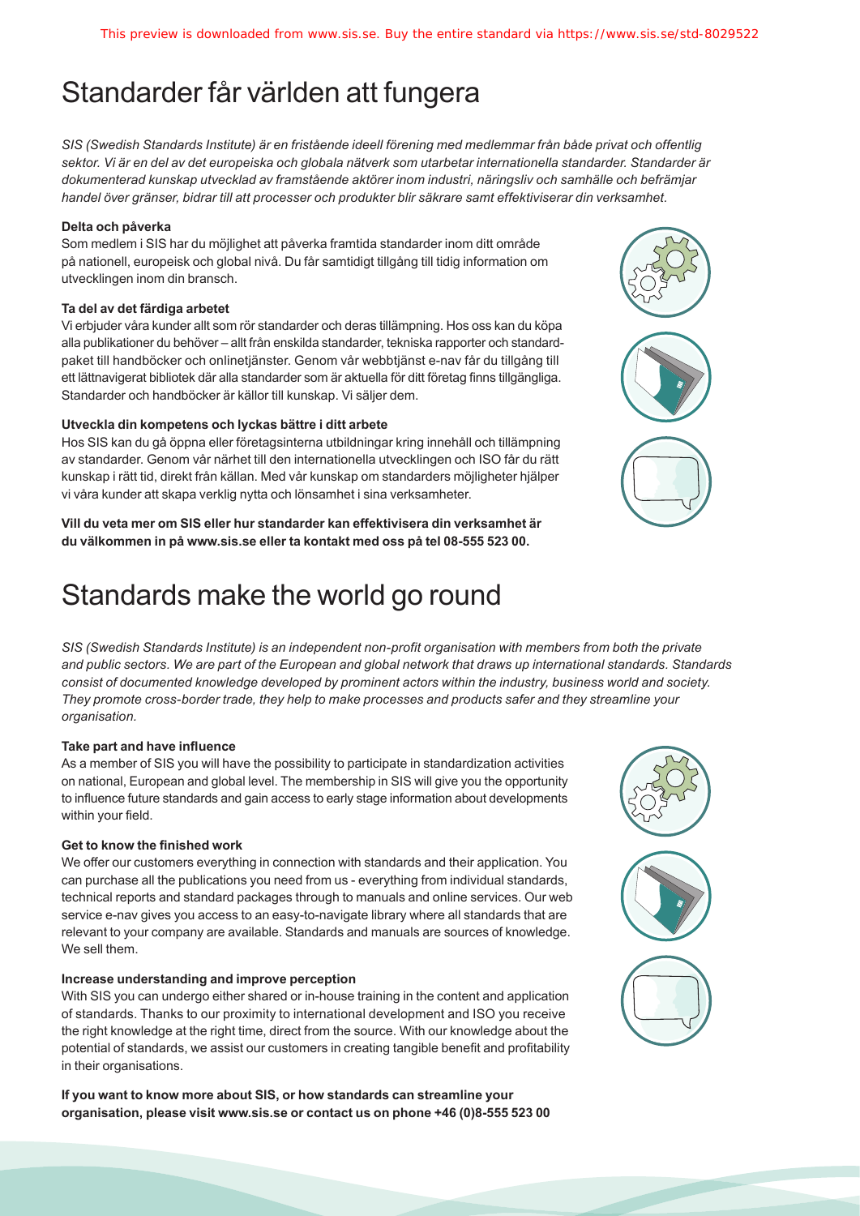# Standarder får världen att fungera

*SIS (Swedish Standards Institute) är en fristående ideell förening med medlemmar från både privat och offentlig sektor. Vi är en del av det europeiska och globala nätverk som utarbetar internationella standarder. Standarder är dokumenterad kunskap utvecklad av framstående aktörer inom industri, näringsliv och samhälle och befrämjar handel över gränser, bidrar till att processer och produkter blir säkrare samt effektiviserar din verksamhet.*

**Delta och påverka**

Som medlem i SIS har du möjlighet att påverka framtida standarder inom ditt område på nationell, europeisk och global nivå. Du får samtidigt tillgång till tidig information om utvecklingen inom din bransch.

**Ta del av det färdiga arbetet**

Vi erbjuder våra kunder allt som rör standarder och deras tillämpning. Hos oss kan du köpa alla publikationer du behöver – allt från enskilda standarder, tekniska rapporter och standardpaket till handböcker och onlinetjänster. Genom vår webbtjänst e-nav får du tillgång till ett lättnavigerat bibliotek där alla standarder som är aktuella för ditt företag finns tillgängliga. Standarder och handböcker är källor till kunskap. Vi säljer dem.

**Utveckla din kompetens och lyckas bättre i ditt arbete**

Hos SIS kan du gå öppna eller företagsinterna utbildningar kring innehåll och tillämpning av standarder. Genom vår närhet till den internationella utvecklingen och ISO får du rätt kunskap i rätt tid, direkt från källan. Med vår kunskap om standarders möjligheter hjälper vi våra kunder att skapa verklig nytta och lönsamhet i sina verksamheter.

**Vill du veta mer om SIS eller hur standarder kan effektivisera din verksamhet är du välkommen in på www.sis.se eller ta kontakt med oss på tel 08-555 523 00.**

# Standards make the world go round

*SIS (Swedish Standards Institute) is an independent non-profit organisation with members from both the private and public sectors. We are part of the European and global network that draws up international standards. Standards consist of documented knowledge developed by prominent actors within the industry, business world and society. They promote cross-border trade, they help to make processes and products safer and they streamline your organisation.*

**Take part and have influence**

As a member of SIS you will have the possibility to participate in standardization activities on national, European and global level. The membership in SIS will give you the opportunity to influence future standards and gain access to early stage information about developments within your field.

**Get to know the finished work**

We offer our customers everything in connection with standards and their application. You can purchase all the publications you need from us - everything from individual standards, technical reports and standard packages through to manuals and online services. Our web service e-nav gives you access to an easy-to-navigate library where all standards that are relevant to your company are available. Standards and manuals are sources of knowledge. We sell them.

**Increase understanding and improve perception**

With SIS you can undergo either shared or in-house training in the content and application of standards. Thanks to our proximity to international development and ISO you receive the right knowledge at the right time, direct from the source. With our knowledge about the potential of standards, we assist our customers in creating tangible benefit and profitability in their organisations.

**If you want to know more about SIS, or how standards can streamline your organisation, please visit www.sis.se or contact us on phone +46 (0)8-555 523 00**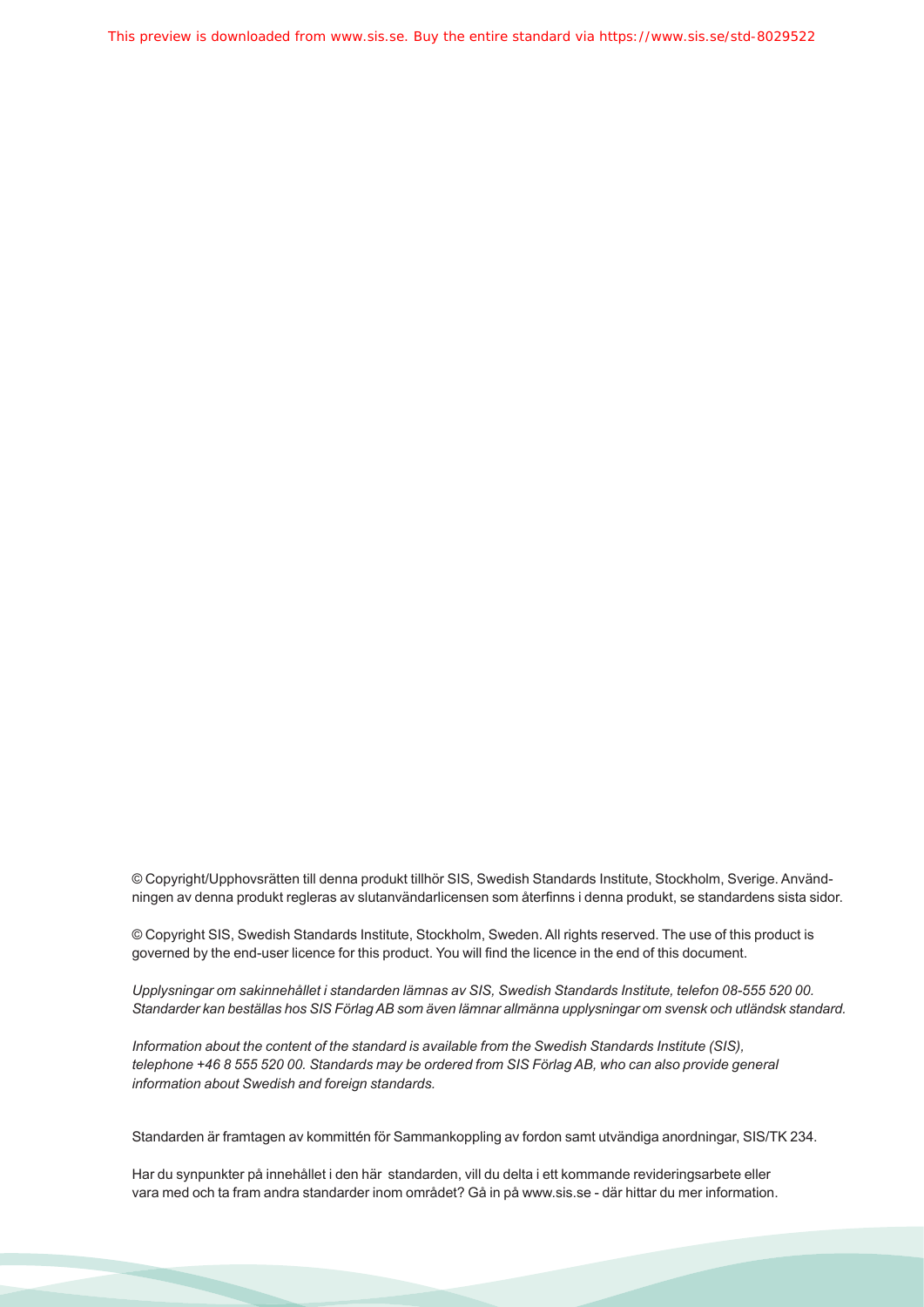© Copyright/Upphovsrätten till denna produkt tillhör SIS, Swedish Standards Institute, Stockholm, Sverige. Användningen av denna produkt regleras av slutanvändarlicensen som återfinns i denna produkt, se standardens sista sidor.

© Copyright SIS, Swedish Standards Institute, Stockholm, Sweden. All rights reserved. The use of this product is governed by the end-user licence for this product. You will find the licence in the end of this document.

*Upplysningar om sakinnehållet i standarden lämnas av SIS, Swedish Standards Institute, telefon 08-555 520 00. Standarder kan beställas hos SIS Förlag AB som även lämnar allmänna upplysningar om svensk och utländsk standard.*

*Information about the content of the standard is available from the Swedish Standards Institute (SIS), telephone +46 8 555 520 00. Standards may be ordered from SIS Förlag AB, who can also provide general information about Swedish and foreign standards.*

Standarden är framtagen av kommittén för Sammankoppling av fordon samt utvändiga anordningar, SIS/TK 234.

Har du synpunkter på innehållet i den här standarden, vill du delta i ett kommande revideringsarbete eller vara med och ta fram andra standarder inom området? Gå in på www.sis.se - där hittar du mer information.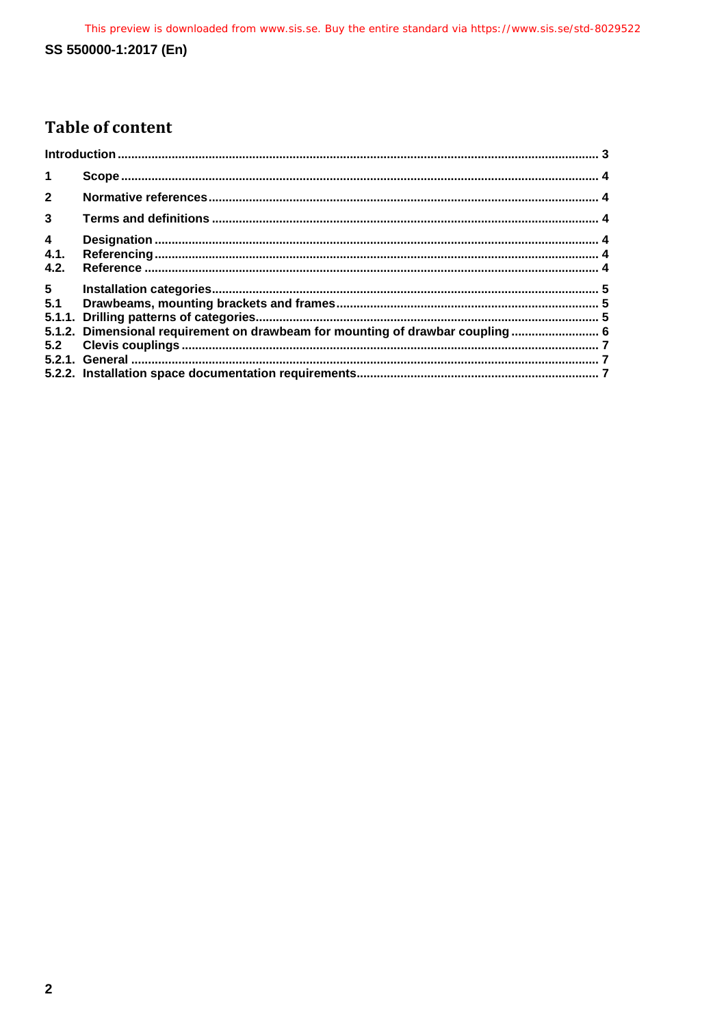## Table of content

Introduction ........................................................................................................................................ 3

1 Scope ........................................................................................................................................ 4

2 Normative references ................................................................................................................ 4

3 Terms and definitions ................................................................................................................ 4

4 Designation ................................................................................................................................ 4
4.1. Referencing ................................................................................................................................ 4
4.2. Reference .................................................................................................................................... 4

5 Installation categories ................................................................................................................ 5
5.1 Drawbeams, mounting brackets and frames ............................................................................ 5
5.1.1. Drilling patterns of categories ................................................................................................... 5
5.1.2. Dimensional requirement on drawbeam for mounting of drawbar coupling ......................... 6
5.2 Clevis couplings .......................................................................................................................... 7
5.2.1. General ........................................................................................................................................ 7
5.2.2. Installation space documentation requirements ...................................................................... 7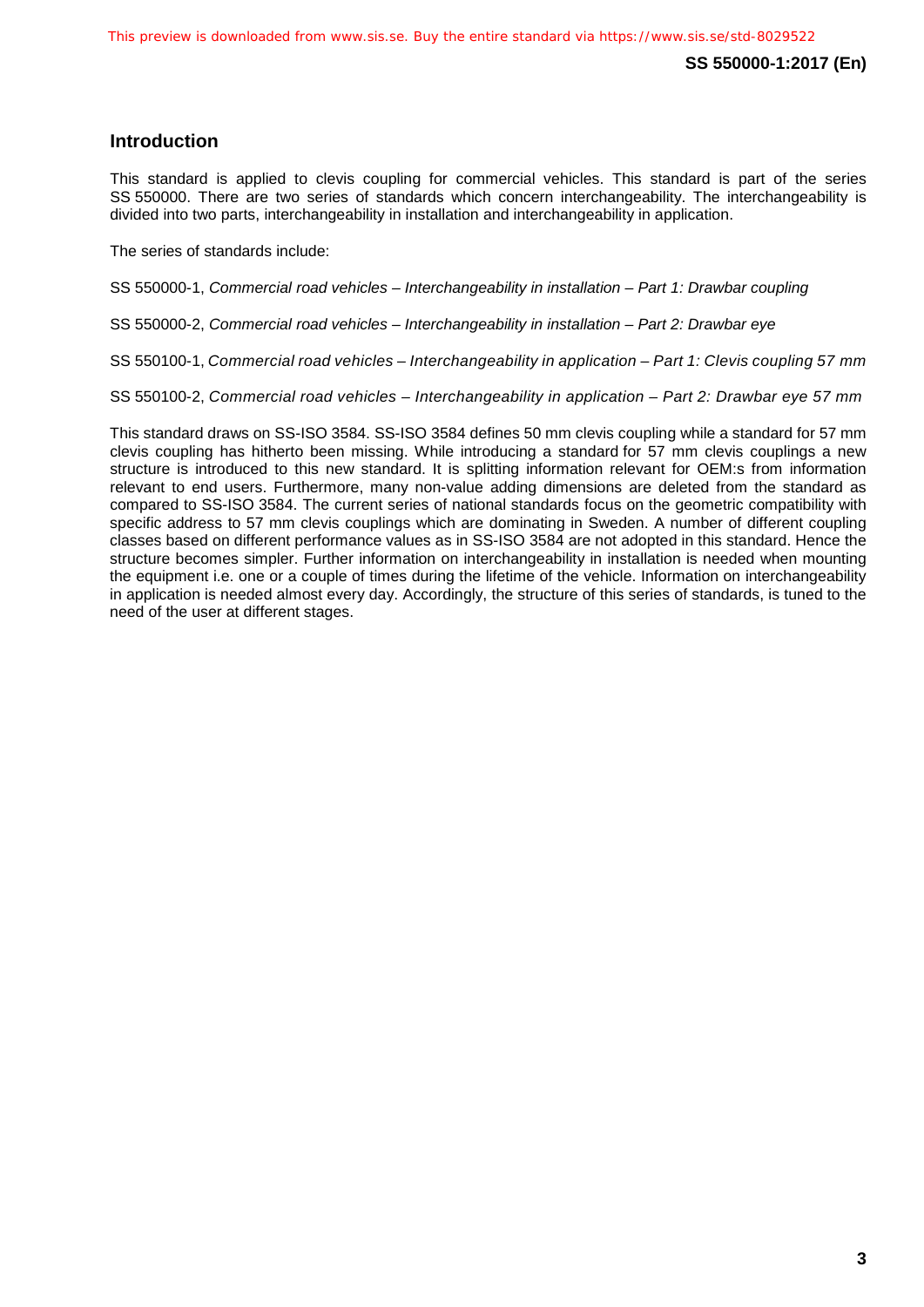## Introduction

This standard is applied to clevis coupling for commercial vehicles. This standard is part of the series SS 550000. There are two series of standards which concern interchangeability. The interchangeability is divided into two parts, interchangeability in installation and interchangeability in application.

The series of standards include:

SS 550000-1, *Commercial road vehicles – Interchangeability in installation – Part 1: Drawbar coupling*

SS 550000-2, *Commercial road vehicles – Interchangeability in installation – Part 2: Drawbar eye*

SS 550100-1, *Commercial road vehicles – Interchangeability in application – Part 1: Clevis coupling 57 mm*

SS 550100-2, *Commercial road vehicles – Interchangeability in application – Part 2: Drawbar eye 57 mm*

This standard draws on SS-ISO 3584. SS-ISO 3584 defines 50 mm clevis coupling while a standard for 57 mm clevis coupling has hitherto been missing. While introducing a standard for 57 mm clevis couplings a new structure is introduced to this new standard. It is splitting information relevant for OEM:s from information relevant to end users. Furthermore, many non-value adding dimensions are deleted from the standard as compared to SS-ISO 3584. The current series of national standards focus on the geometric compatibility with specific address to 57 mm clevis couplings which are dominating in Sweden. A number of different coupling classes based on different performance values as in SS-ISO 3584 are not adopted in this standard. Hence the structure becomes simpler. Further information on interchangeability in installation is needed when mounting the equipment i.e. one or a couple of times during the lifetime of the vehicle. Information on interchangeability in application is needed almost every day. Accordingly, the structure of this series of standards, is tuned to the need of the user at different stages.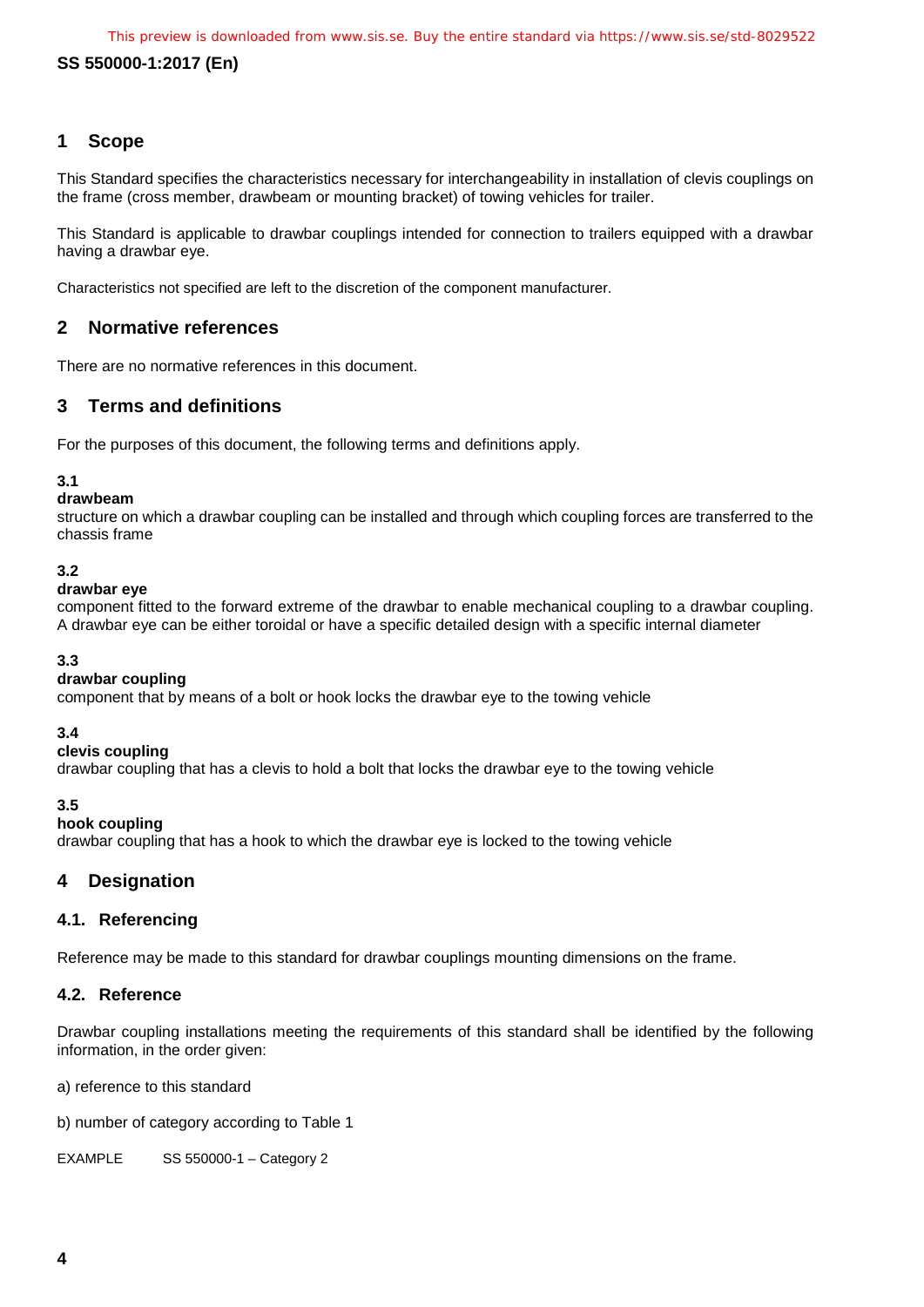## 1 Scope

This Standard specifies the characteristics necessary for interchangeability in installation of clevis couplings on the frame (cross member, drawbeam or mounting bracket) of towing vehicles for trailer.

This Standard is applicable to drawbar couplings intended for connection to trailers equipped with a drawbar having a drawbar eye.

Characteristics not specified are left to the discretion of the component manufacturer.

## 2 Normative references

There are no normative references in this document.

## 3 Terms and definitions

For the purposes of this document, the following terms and definitions apply.

**3.1**
**drawbeam**
structure on which a drawbar coupling can be installed and through which coupling forces are transferred to the chassis frame

**3.2**
**drawbar eye**
component fitted to the forward extreme of the drawbar to enable mechanical coupling to a drawbar coupling. A drawbar eye can be either toroidal or have a specific detailed design with a specific internal diameter

**3.3**
**drawbar coupling**
component that by means of a bolt or hook locks the drawbar eye to the towing vehicle

**3.4**
**clevis coupling**
drawbar coupling that has a clevis to hold a bolt that locks the drawbar eye to the towing vehicle

**3.5**
**hook coupling**
drawbar coupling that has a hook to which the drawbar eye is locked to the towing vehicle

## 4 Designation

### 4.1. Referencing

Reference may be made to this standard for drawbar couplings mounting dimensions on the frame.

### 4.2. Reference

Drawbar coupling installations meeting the requirements of this standard shall be identified by the following information, in the order given:

a) reference to this standard

b) number of category according to Table 1

EXAMPLE SS 550000-1 – Category 2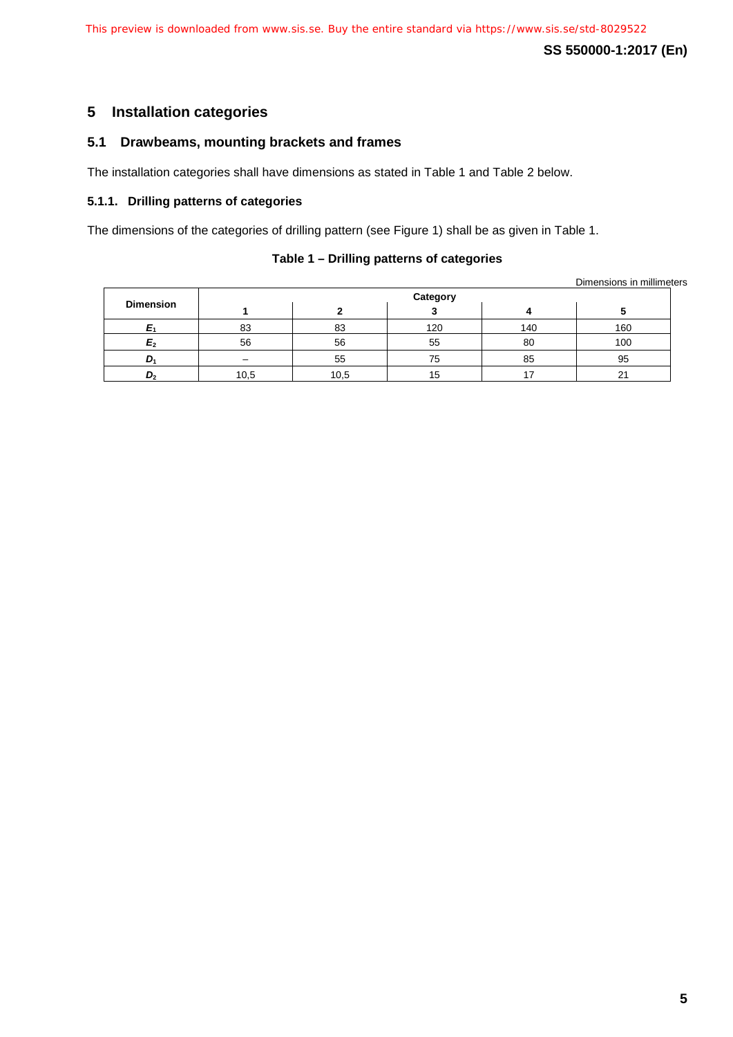## 5 Installation categories

### 5.1 Drawbeams, mounting brackets and frames

The installation categories shall have dimensions as stated in Table 1 and Table 2 below.

#### 5.1.1. Drilling patterns of categories

The dimensions of the categories of drilling pattern (see Figure 1) shall be as given in Table 1.

**Table 1 – Drilling patterns of categories**

Dimensions in millimeters

| Dimension | Category | | | | |
|---|---|---|---|---|---|
| | 1 | 2 | 3 | 4 | 5 |
| $E_1$ | 83 | 83 | 120 | 140 | 160 |
| $E_2$ | 56 | 56 | 55 | 80 | 100 |
| $D_1$ | – | 55 | 75 | 85 | 95 |
| $D_2$ | 10,5 | 10,5 | 15 | 17 | 21 |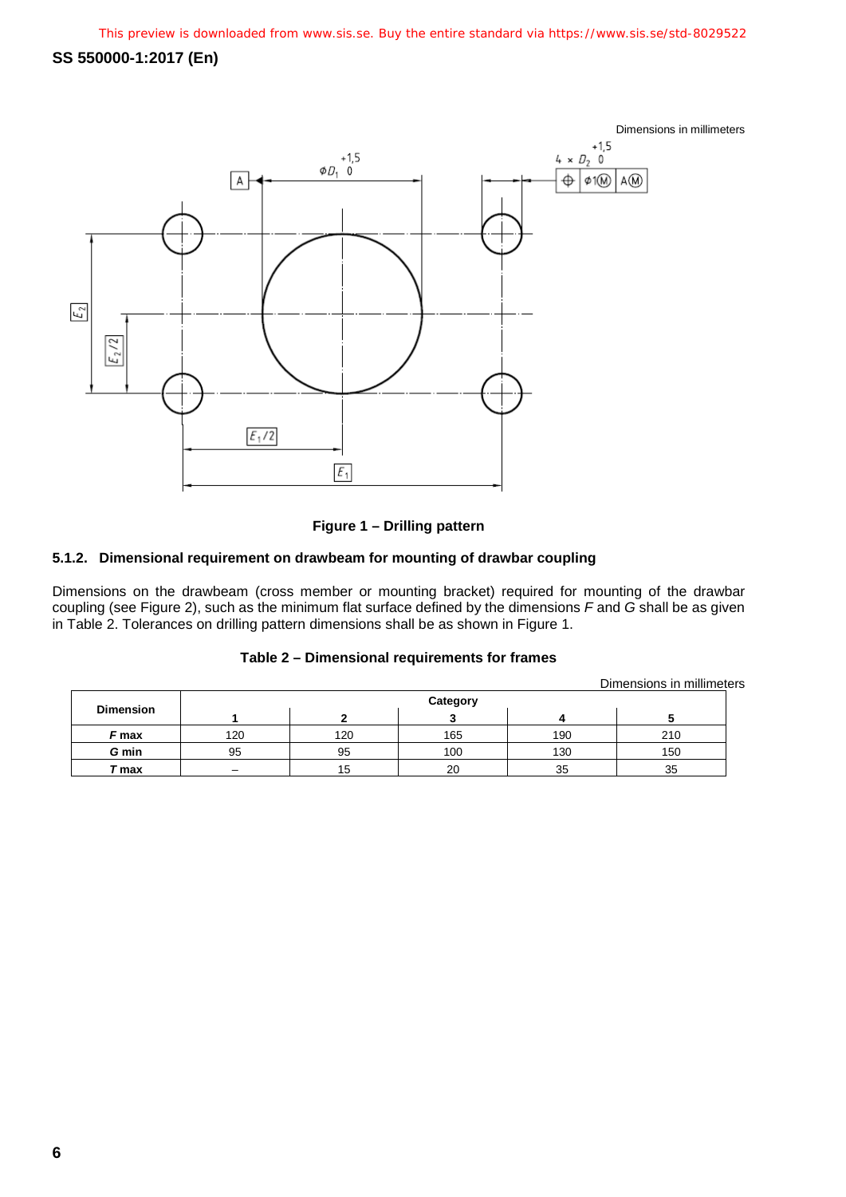Dimensions in millimeters

$\phi D_1 \,{}^{+1,5}_{\;\;0}$

$4 \times D_2 \,{}^{+1,5}_{\;\;0}$

A

$E_2$

$E_2/2$

$E_1/2$

$E_1$

**Figure 1 – Drilling pattern**

### 5.1.2. Dimensional requirement on drawbeam for mounting of drawbar coupling

Dimensions on the drawbeam (cross member or mounting bracket) required for mounting of the drawbar coupling (see Figure 2), such as the minimum flat surface defined by the dimensions *F* and *G* shall be as given in Table 2. Tolerances on drilling pattern dimensions shall be as shown in Figure 1.

**Table 2 – Dimensional requirements for frames**

Dimensions in millimeters

| Dimension | Category | | | | |
|---|---|---|---|---|---|
| | 1 | 2 | 3 | 4 | 5 |
| ***F* max** | 120 | 120 | 165 | 190 | 210 |
| ***G* min** | 95 | 95 | 100 | 130 | 150 |
| ***T* max** | – | 15 | 20 | 35 | 35 |